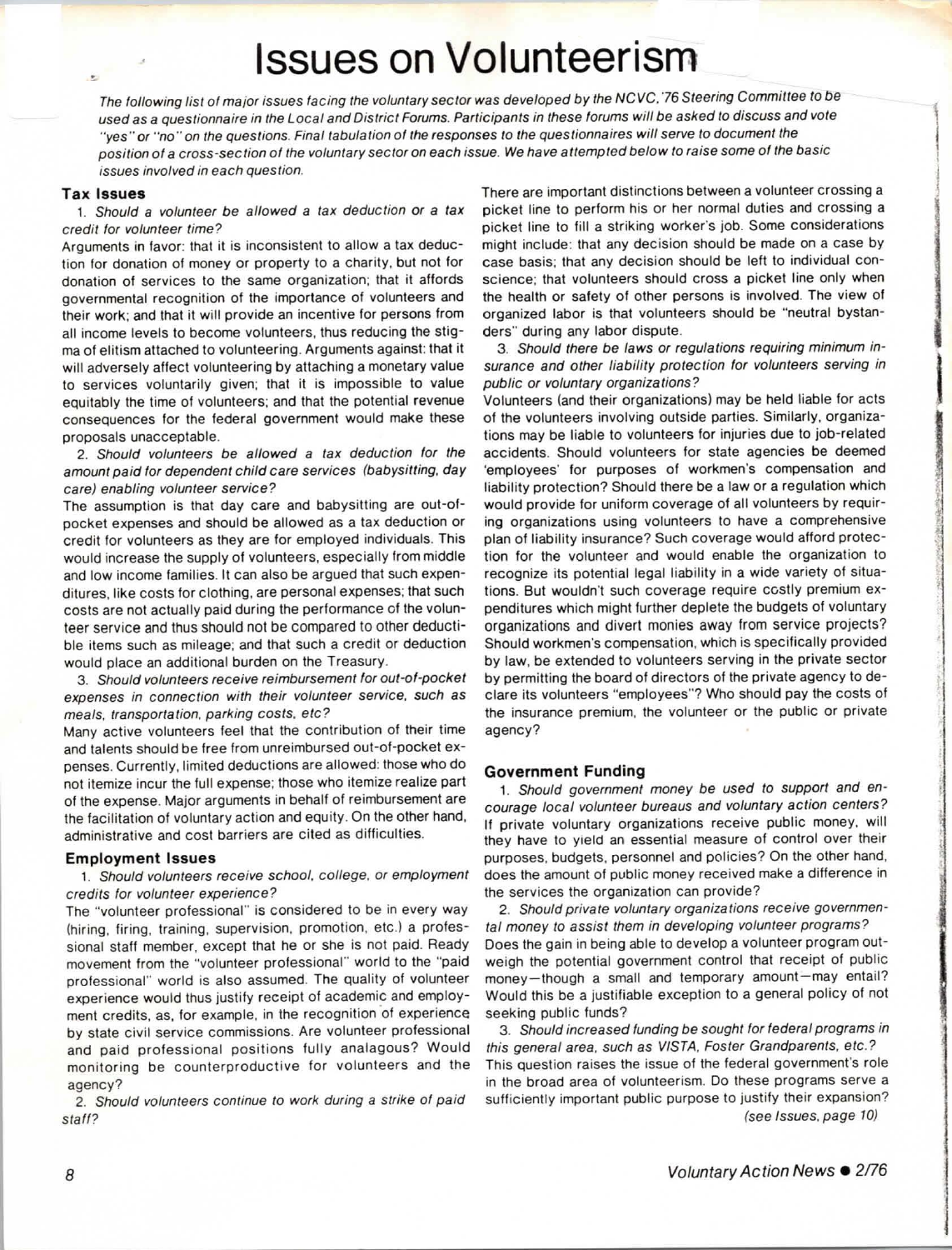# Issues on Volunteerism

*The following list of major issues facing the voluntary sector was developed by the NCVC '76 Steering Committee to be used as a questionnaire in the Local and District Forums. Participants in these forums will be asked to discuss and vote "yes" or "no" on the questions. Final tabulation of the responses to the questionnaires will serve to document the position of a cross-section of the voluntary sector on each issue. We have attempted below to raise some of the basic issues involved in each question.*

### Tax Issues

1. *Should a volunteer be allowed a tax deduction or a tax credit for volunteer time?*

Arguments in favor: that it is inconsistent to allow a tax deduction for donation of money or property to a charity, but not for donation of services to the same organization; that it affords governmental recognition of the importance of volunteers and their work; and that it will provide an incentive for persons from all income levels to become volunteers, thus reducing the stigma of elitism attached to volunteering. Arguments against: that it will adversely affect volunteering by attaching a monetary value to services voluntarily given; that it is impossible to value equitably the time of volunteers; and that the potential revenue consequences for the federal government would make these proposals unacceptable.

2. *Should volunteers be allowed a tax deduction for the amount paid for dependent child care services (babysitting, day care) enabling volunteer service?*

The assumption is that day care and babysitting are out-of-pocket expenses and should be allowed as a tax deduction or credit for volunteers as they are for employed individuals. This would increase the supply of volunteers, especially from middle and low income families. It can also be argued that such expenditures, like costs for clothing, are personal expenses; that such costs are not actually paid during the performance of the volunteer service and thus should not be compared to other deductible items such as mileage; and that such a credit or deduction would place an additional burden on the Treasury.

3. *Should volunteers receive reimbursement for out-of-pocket expenses in connection with their volunteer service, such as meals, transportation, parking costs, etc?*

Many active volunteers feel that the contribution of their time and talents should be free from unreimbursed out-of-pocket expenses. Currently, limited deductions are allowed: those who do not itemize incur the full expense; those who itemize realize part of the expense. Major arguments in behalf of reimbursement are the facilitation of voluntary action and equity. On the other hand, administrative and cost barriers are cited as difficulties.

### Employment Issues

1. *Should volunteers receive school, college, or employment credits for volunteer experience?*

The "volunteer professional" is considered to be in every way (hiring, firing, training, supervision, promotion, etc.) a professional staff member, except that he or she is not paid. Ready movement from the "volunteer professional" world to the "paid professional" world is also assumed. The quality of volunteer experience would thus justify receipt of academic and employment credits, as, for example, in the recognition of experience by state civil service commissions. Are volunteer professional and paid professional positions fully analagous? Would monitoring be counterproductive for volunteers and the agency?

2. *Should volunteers continue to work during a strike of paid staff?*

There are important distinctions between a volunteer crossing a picket line to perform his or her normal duties and crossing a picket line to fill a striking worker's job. Some considerations might include: that any decision should be made on a case by case basis; that any decision should be left to individual conscience; that volunteers should cross a picket line only when the health or safety of other persons is involved. The view of organized labor is that volunteers should be "neutral bystanders" during any labor dispute.

3. *Should there be laws or regulations requiring minimum insurance and other liability protection for volunteers serving in public or voluntary organizations?*

Volunteers (and their organizations) may be held liable for acts of the volunteers involving outside parties. Similarly, organizations may be liable to volunteers for injuries due to job-related accidents. Should volunteers for state agencies be deemed 'employees' for purposes of workmen's compensation and liability protection? Should there be a law or a regulation which would provide for uniform coverage of all volunteers by requiring organizations using volunteers to have a comprehensive plan of liability insurance? Such coverage would afford protection for the volunteer and would enable the organization to recognize its potential legal liability in a wide variety of situations. But wouldn't such coverage require costly premium expenditures which might further deplete the budgets of voluntary organizations and divert monies away from service projects? Should workmen's compensation, which is specifically provided by law, be extended to volunteers serving in the private sector by permitting the board of directors of the private agency to declare its volunteers "employees"? Who should pay the costs of the insurance premium, the volunteer or the public or private agency?

### Government Funding

1. *Should government money be used to support and encourage local volunteer bureaus and voluntary action centers?*

If private voluntary organizations receive public money, will they have to yield an essential measure of control over their purposes, budgets, personnel and policies? On the other hand, does the amount of public money received make a difference in the services the organization can provide?

2. *Should private voluntary organizations receive governmental money to assist them in developing volunteer programs?*

Does the gain in being able to develop a volunteer program outweigh the potential government control that receipt of public money—though a small and temporary amount—may entail? Would this be a justifiable exception to a general policy of not seeking public funds?

3. *Should increased funding be sought for federal programs in this general area, such as VISTA, Foster Grandparents, etc.?*

This question raises the issue of the federal government's role in the broad area of volunteerism. Do these programs serve a sufficiently important public purpose to justify their expansion?

*(see Issues, page 10)*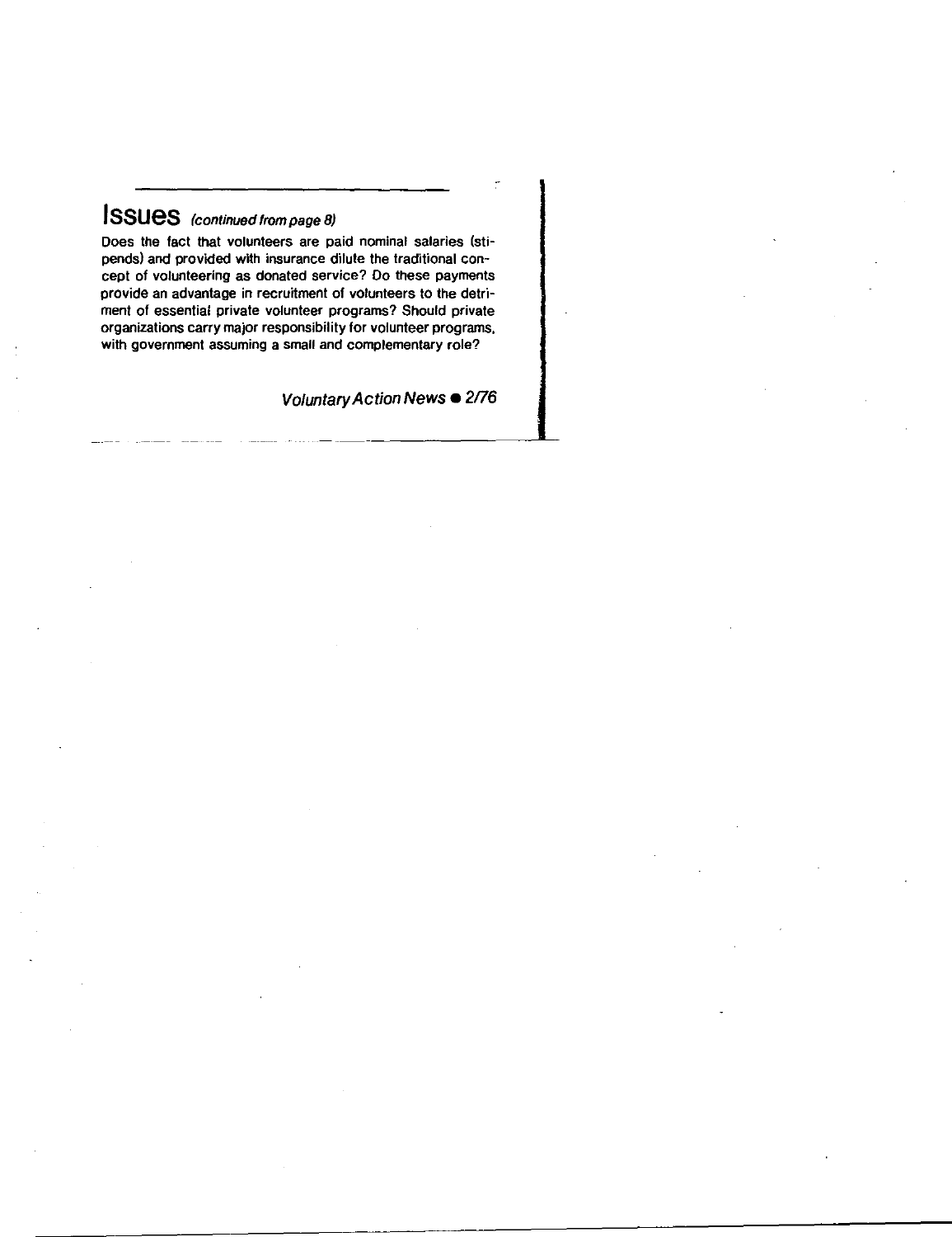## Issues *(continued from page 8)*

Does the fact that volunteers are paid nominal salaries (stipends) and provided with insurance dilute the traditional concept of volunteering as donated service? Do these payments provide an advantage in recruitment of volunteers to the detriment of essential private volunteer programs? Should private organizations carry major responsibility for volunteer programs, with government assuming a small and complementary role?

*Voluntary Action News ● 2/76*